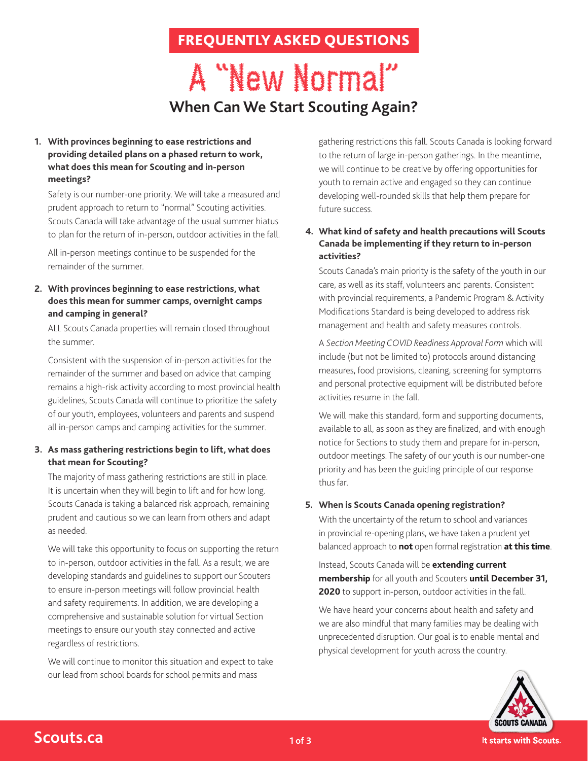FREQUENTLY ASKED QUESTIONS

# A "New Normal"

## When Can We Start Scouting Again?

1. **With provinces beginning to ease restrictions and providing detailed plans on a phased return to work, what does this mean for Scouting and in-person meetings?**

   Safety is our number-one priority. We will take a measured and prudent approach to return to "normal" Scouting activities. Scouts Canada will take advantage of the usual summer hiatus to plan for the return of in-person, outdoor activities in the fall.

   All in-person meetings continue to be suspended for the remainder of the summer.

2. **With provinces beginning to ease restrictions, what does this mean for summer camps, overnight camps and camping in general?**

   ALL Scouts Canada properties will remain closed throughout the summer.

   Consistent with the suspension of in-person activities for the remainder of the summer and based on advice that camping remains a high-risk activity according to most provincial health guidelines, Scouts Canada will continue to prioritize the safety of our youth, employees, volunteers and parents and suspend all in-person camps and camping activities for the summer.

3. **As mass gathering restrictions begin to lift, what does that mean for Scouting?**

   The majority of mass gathering restrictions are still in place. It is uncertain when they will begin to lift and for how long. Scouts Canada is taking a balanced risk approach, remaining prudent and cautious so we can learn from others and adapt as needed.

   We will take this opportunity to focus on supporting the return to in-person, outdoor activities in the fall. As a result, we are developing standards and guidelines to support our Scouters to ensure in-person meetings will follow provincial health and safety requirements. In addition, we are developing a comprehensive and sustainable solution for virtual Section meetings to ensure our youth stay connected and active regardless of restrictions.

   We will continue to monitor this situation and expect to take our lead from school boards for school permits and mass gathering restrictions this fall. Scouts Canada is looking forward to the return of large in-person gatherings. In the meantime, we will continue to be creative by offering opportunities for youth to remain active and engaged so they can continue developing well-rounded skills that help them prepare for future success.

4. **What kind of safety and health precautions will Scouts Canada be implementing if they return to in-person activities?**

   Scouts Canada's main priority is the safety of the youth in our care, as well as its staff, volunteers and parents. Consistent with provincial requirements, a Pandemic Program & Activity Modifications Standard is being developed to address risk management and health and safety measures controls.

   A *Section Meeting COVID Readiness Approval Form* which will include (but not be limited to) protocols around distancing measures, food provisions, cleaning, screening for symptoms and personal protective equipment will be distributed before activities resume in the fall.

   We will make this standard, form and supporting documents, available to all, as soon as they are finalized, and with enough notice for Sections to study them and prepare for in-person, outdoor meetings. The safety of our youth is our number-one priority and has been the guiding principle of our response thus far.

5. **When is Scouts Canada opening registration?**

   With the uncertainty of the return to school and variances in provincial re-opening plans, we have taken a prudent yet balanced approach to **not** open formal registration **at this time**.

   Instead, Scouts Canada will be **extending current membership** for all youth and Scouters **until December 31, 2020** to support in-person, outdoor activities in the fall.

   We have heard your concerns about health and safety and we are also mindful that many families may be dealing with unprecedented disruption. Our goal is to enable mental and physical development for youth across the country.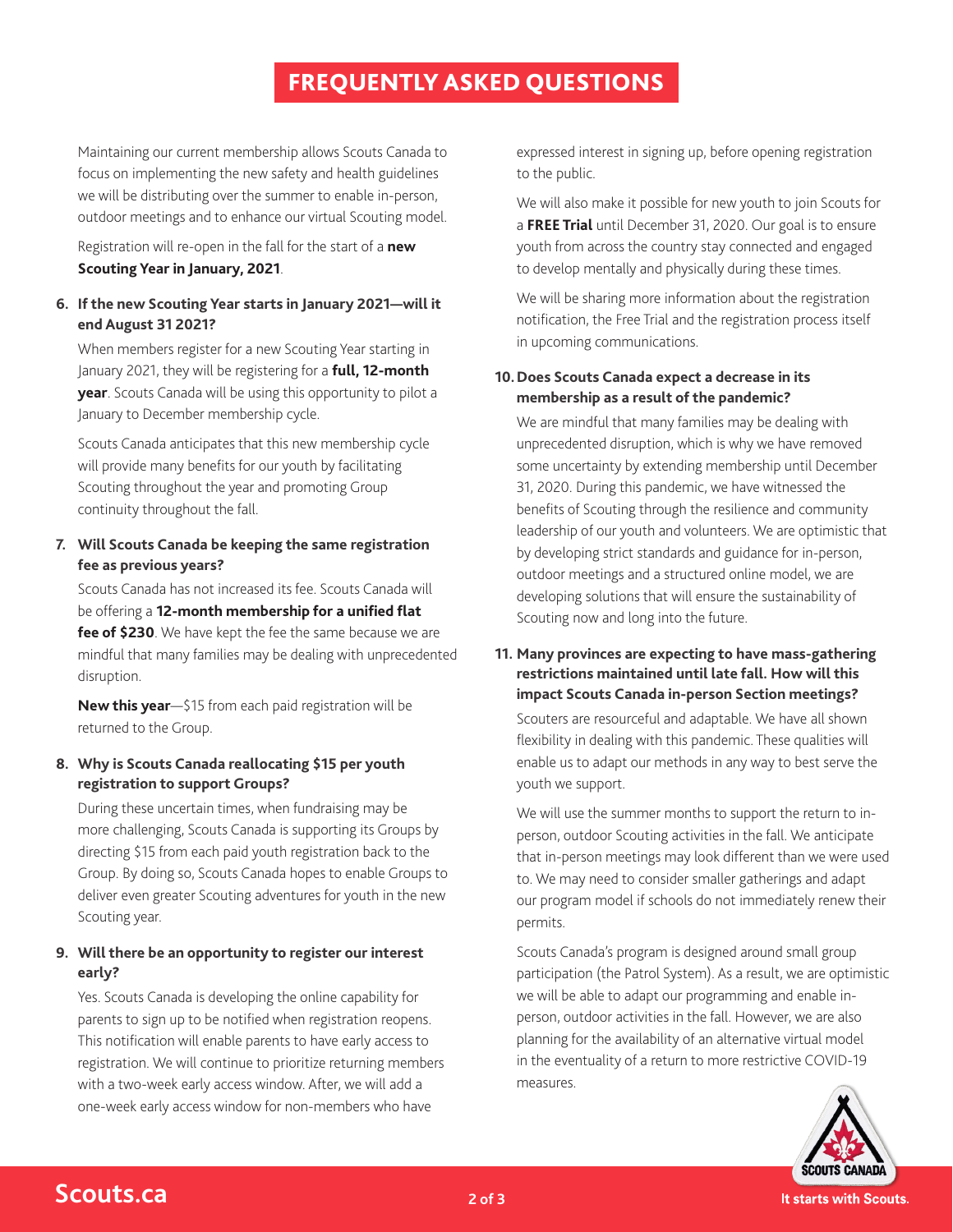# FREQUENTLY ASKED QUESTIONS

Maintaining our current membership allows Scouts Canada to focus on implementing the new safety and health guidelines we will be distributing over the summer to enable in-person, outdoor meetings and to enhance our virtual Scouting model.

Registration will re-open in the fall for the start of a **new Scouting Year in January, 2021**.

6. **If the new Scouting Year starts in January 2021—will it end August 31 2021?**

   When members register for a new Scouting Year starting in January 2021, they will be registering for a **full, 12-month year**. Scouts Canada will be using this opportunity to pilot a January to December membership cycle.

   Scouts Canada anticipates that this new membership cycle will provide many benefits for our youth by facilitating Scouting throughout the year and promoting Group continuity throughout the fall.

7. **Will Scouts Canada be keeping the same registration fee as previous years?**

   Scouts Canada has not increased its fee. Scouts Canada will be offering a **12-month membership for a unified flat fee of $230**. We have kept the fee the same because we are mindful that many families may be dealing with unprecedented disruption.

   **New this year**—$15 from each paid registration will be returned to the Group.

8. **Why is Scouts Canada reallocating $15 per youth registration to support Groups?**

   During these uncertain times, when fundraising may be more challenging, Scouts Canada is supporting its Groups by directing $15 from each paid youth registration back to the Group. By doing so, Scouts Canada hopes to enable Groups to deliver even greater Scouting adventures for youth in the new Scouting year.

9. **Will there be an opportunity to register our interest early?**

   Yes. Scouts Canada is developing the online capability for parents to sign up to be notified when registration reopens. This notification will enable parents to have early access to registration. We will continue to prioritize returning members with a two-week early access window. After, we will add a one-week early access window for non-members who have expressed interest in signing up, before opening registration to the public.

   We will also make it possible for new youth to join Scouts for a **FREE Trial** until December 31, 2020. Our goal is to ensure youth from across the country stay connected and engaged to develop mentally and physically during these times.

   We will be sharing more information about the registration notification, the Free Trial and the registration process itself in upcoming communications.

10. **Does Scouts Canada expect a decrease in its membership as a result of the pandemic?**

    We are mindful that many families may be dealing with unprecedented disruption, which is why we have removed some uncertainty by extending membership until December 31, 2020. During this pandemic, we have witnessed the benefits of Scouting through the resilience and community leadership of our youth and volunteers. We are optimistic that by developing strict standards and guidance for in-person, outdoor meetings and a structured online model, we are developing solutions that will ensure the sustainability of Scouting now and long into the future.

11. **Many provinces are expecting to have mass-gathering restrictions maintained until late fall. How will this impact Scouts Canada in-person Section meetings?**

    Scouters are resourceful and adaptable. We have all shown flexibility in dealing with this pandemic. These qualities will enable us to adapt our methods in any way to best serve the youth we support.

    We will use the summer months to support the return to in-person, outdoor Scouting activities in the fall. We anticipate that in-person meetings may look different than we were used to. We may need to consider smaller gatherings and adapt our program model if schools do not immediately renew their permits.

    Scouts Canada's program is designed around small group participation (the Patrol System). As a result, we are optimistic we will be able to adapt our programming and enable in-person, outdoor activities in the fall. However, we are also planning for the availability of an alternative virtual model in the eventuality of a return to more restrictive COVID-19 measures.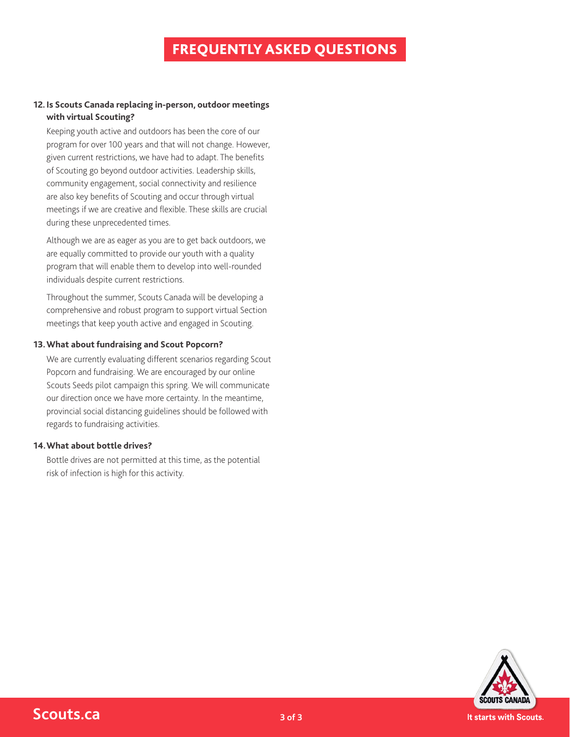# FREQUENTLY ASKED QUESTIONS

**12. Is Scouts Canada replacing in-person, outdoor meetings with virtual Scouting?**

Keeping youth active and outdoors has been the core of our program for over 100 years and that will not change. However, given current restrictions, we have had to adapt. The benefits of Scouting go beyond outdoor activities. Leadership skills, community engagement, social connectivity and resilience are also key benefits of Scouting and occur through virtual meetings if we are creative and flexible. These skills are crucial during these unprecedented times.

Although we are as eager as you are to get back outdoors, we are equally committed to provide our youth with a quality program that will enable them to develop into well-rounded individuals despite current restrictions.

Throughout the summer, Scouts Canada will be developing a comprehensive and robust program to support virtual Section meetings that keep youth active and engaged in Scouting.

**13. What about fundraising and Scout Popcorn?**

We are currently evaluating different scenarios regarding Scout Popcorn and fundraising. We are encouraged by our online Scouts Seeds pilot campaign this spring. We will communicate our direction once we have more certainty. In the meantime, provincial social distancing guidelines should be followed with regards to fundraising activities.

**14. What about bottle drives?**

Bottle drives are not permitted at this time, as the potential risk of infection is high for this activity.